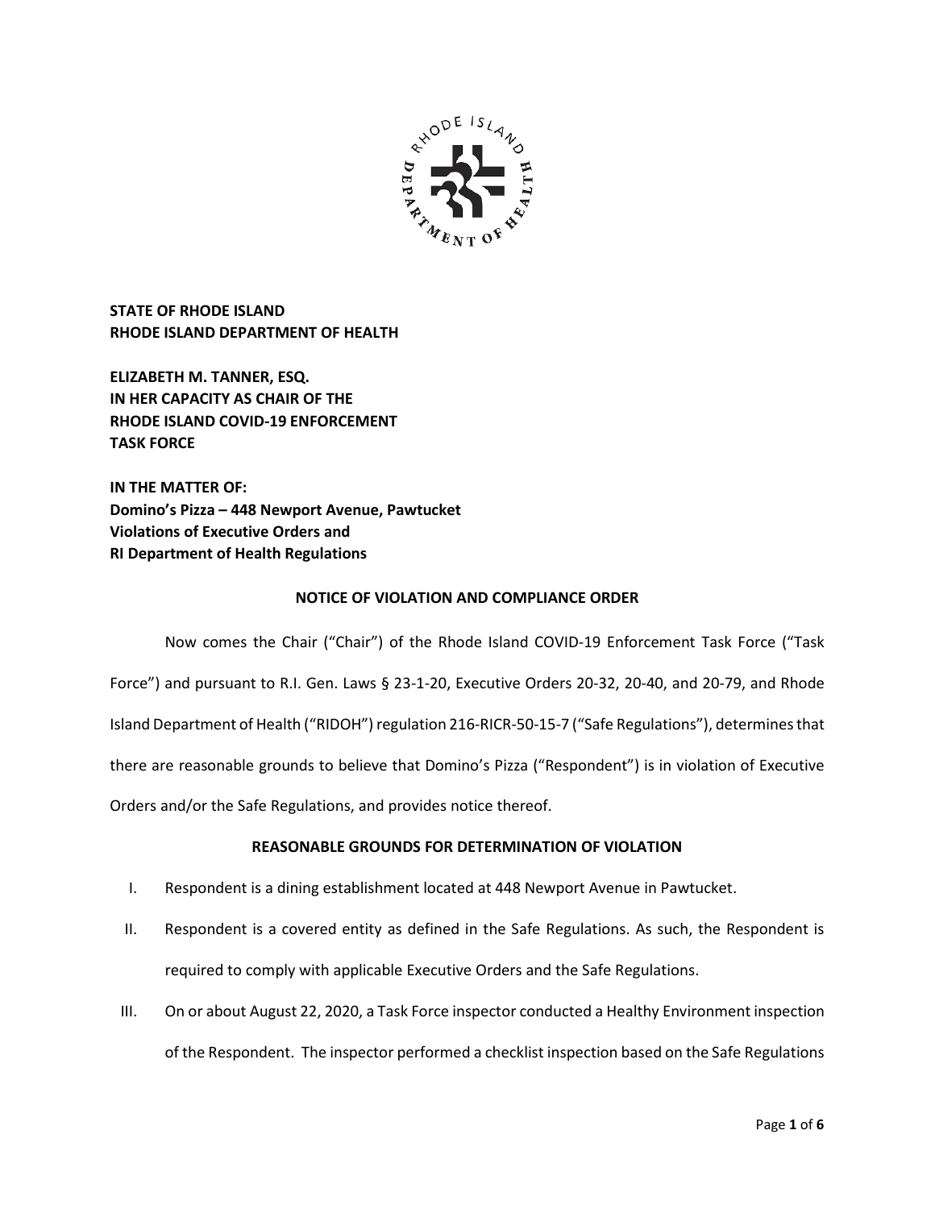**STATE OF RHODE ISLAND**
**RHODE ISLAND DEPARTMENT OF HEALTH**

**ELIZABETH M. TANNER, ESQ.**
**IN HER CAPACITY AS CHAIR OF THE**
**RHODE ISLAND COVID-19 ENFORCEMENT**
**TASK FORCE**

**IN THE MATTER OF:**
**Domino's Pizza – 448 Newport Avenue, Pawtucket**
**Violations of Executive Orders and**
**RI Department of Health Regulations**

## NOTICE OF VIOLATION AND COMPLIANCE ORDER

Now comes the Chair ("Chair") of the Rhode Island COVID-19 Enforcement Task Force ("Task Force") and pursuant to R.I. Gen. Laws § 23-1-20, Executive Orders 20-32, 20-40, and 20-79, and Rhode Island Department of Health ("RIDOH") regulation 216-RICR-50-15-7 ("Safe Regulations"), determines that there are reasonable grounds to believe that Domino's Pizza ("Respondent") is in violation of Executive Orders and/or the Safe Regulations, and provides notice thereof.

## REASONABLE GROUNDS FOR DETERMINATION OF VIOLATION

I. Respondent is a dining establishment located at 448 Newport Avenue in Pawtucket.

II. Respondent is a covered entity as defined in the Safe Regulations. As such, the Respondent is required to comply with applicable Executive Orders and the Safe Regulations.

III. On or about August 22, 2020, a Task Force inspector conducted a Healthy Environment inspection of the Respondent. The inspector performed a checklist inspection based on the Safe Regulations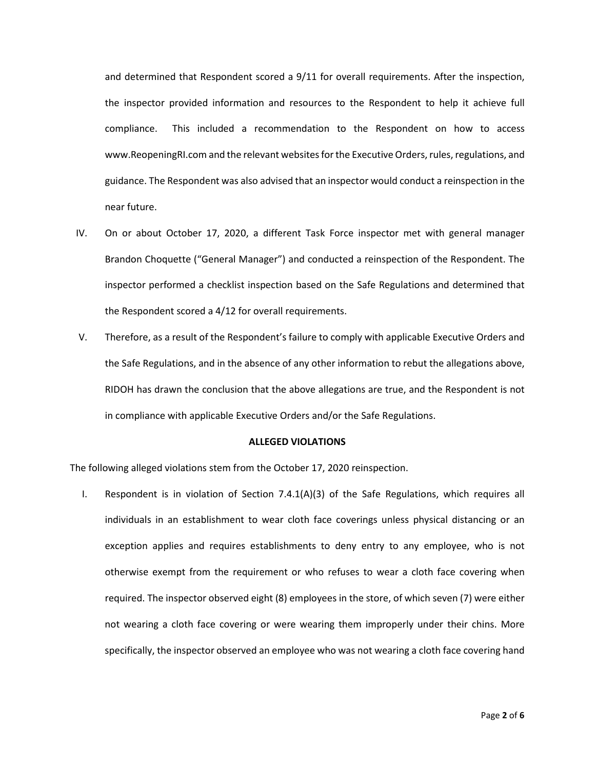and determined that Respondent scored a 9/11 for overall requirements. After the inspection, the inspector provided information and resources to the Respondent to help it achieve full compliance. This included a recommendation to the Respondent on how to access www.ReopeningRI.com and the relevant websites for the Executive Orders, rules, regulations, and guidance. The Respondent was also advised that an inspector would conduct a reinspection in the near future.

IV. On or about October 17, 2020, a different Task Force inspector met with general manager Brandon Choquette ("General Manager") and conducted a reinspection of the Respondent. The inspector performed a checklist inspection based on the Safe Regulations and determined that the Respondent scored a 4/12 for overall requirements.

V. Therefore, as a result of the Respondent's failure to comply with applicable Executive Orders and the Safe Regulations, and in the absence of any other information to rebut the allegations above, RIDOH has drawn the conclusion that the above allegations are true, and the Respondent is not in compliance with applicable Executive Orders and/or the Safe Regulations.

**ALLEGED VIOLATIONS**

The following alleged violations stem from the October 17, 2020 reinspection.

I. Respondent is in violation of Section 7.4.1(A)(3) of the Safe Regulations, which requires all individuals in an establishment to wear cloth face coverings unless physical distancing or an exception applies and requires establishments to deny entry to any employee, who is not otherwise exempt from the requirement or who refuses to wear a cloth face covering when required. The inspector observed eight (8) employees in the store, of which seven (7) were either not wearing a cloth face covering or were wearing them improperly under their chins. More specifically, the inspector observed an employee who was not wearing a cloth face covering hand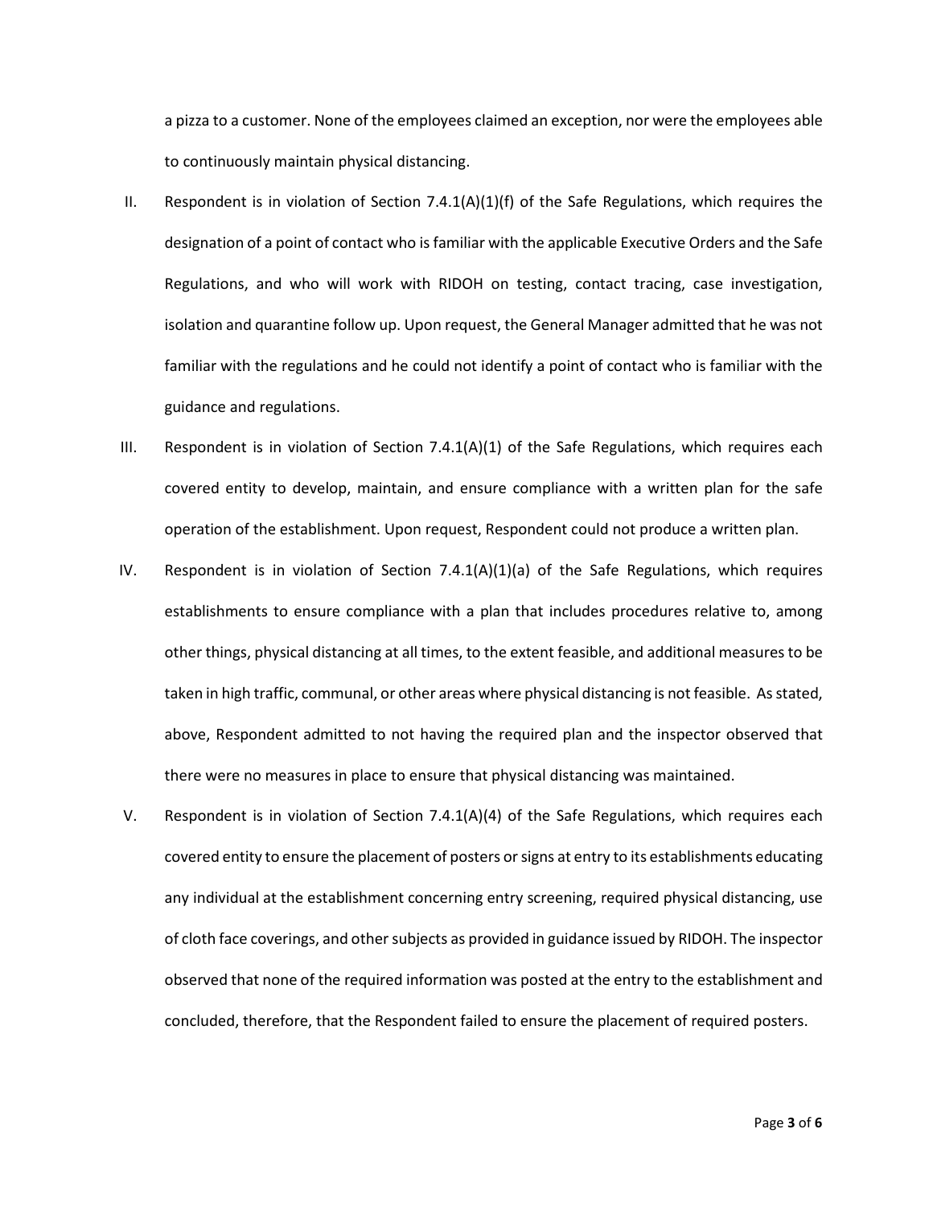a pizza to a customer. None of the employees claimed an exception, nor were the employees able to continuously maintain physical distancing.

II. Respondent is in violation of Section 7.4.1(A)(1)(f) of the Safe Regulations, which requires the designation of a point of contact who is familiar with the applicable Executive Orders and the Safe Regulations, and who will work with RIDOH on testing, contact tracing, case investigation, isolation and quarantine follow up. Upon request, the General Manager admitted that he was not familiar with the regulations and he could not identify a point of contact who is familiar with the guidance and regulations.

III. Respondent is in violation of Section 7.4.1(A)(1) of the Safe Regulations, which requires each covered entity to develop, maintain, and ensure compliance with a written plan for the safe operation of the establishment. Upon request, Respondent could not produce a written plan.

IV. Respondent is in violation of Section 7.4.1(A)(1)(a) of the Safe Regulations, which requires establishments to ensure compliance with a plan that includes procedures relative to, among other things, physical distancing at all times, to the extent feasible, and additional measures to be taken in high traffic, communal, or other areas where physical distancing is not feasible. As stated, above, Respondent admitted to not having the required plan and the inspector observed that there were no measures in place to ensure that physical distancing was maintained.

V. Respondent is in violation of Section 7.4.1(A)(4) of the Safe Regulations, which requires each covered entity to ensure the placement of posters or signs at entry to its establishments educating any individual at the establishment concerning entry screening, required physical distancing, use of cloth face coverings, and other subjects as provided in guidance issued by RIDOH. The inspector observed that none of the required information was posted at the entry to the establishment and concluded, therefore, that the Respondent failed to ensure the placement of required posters.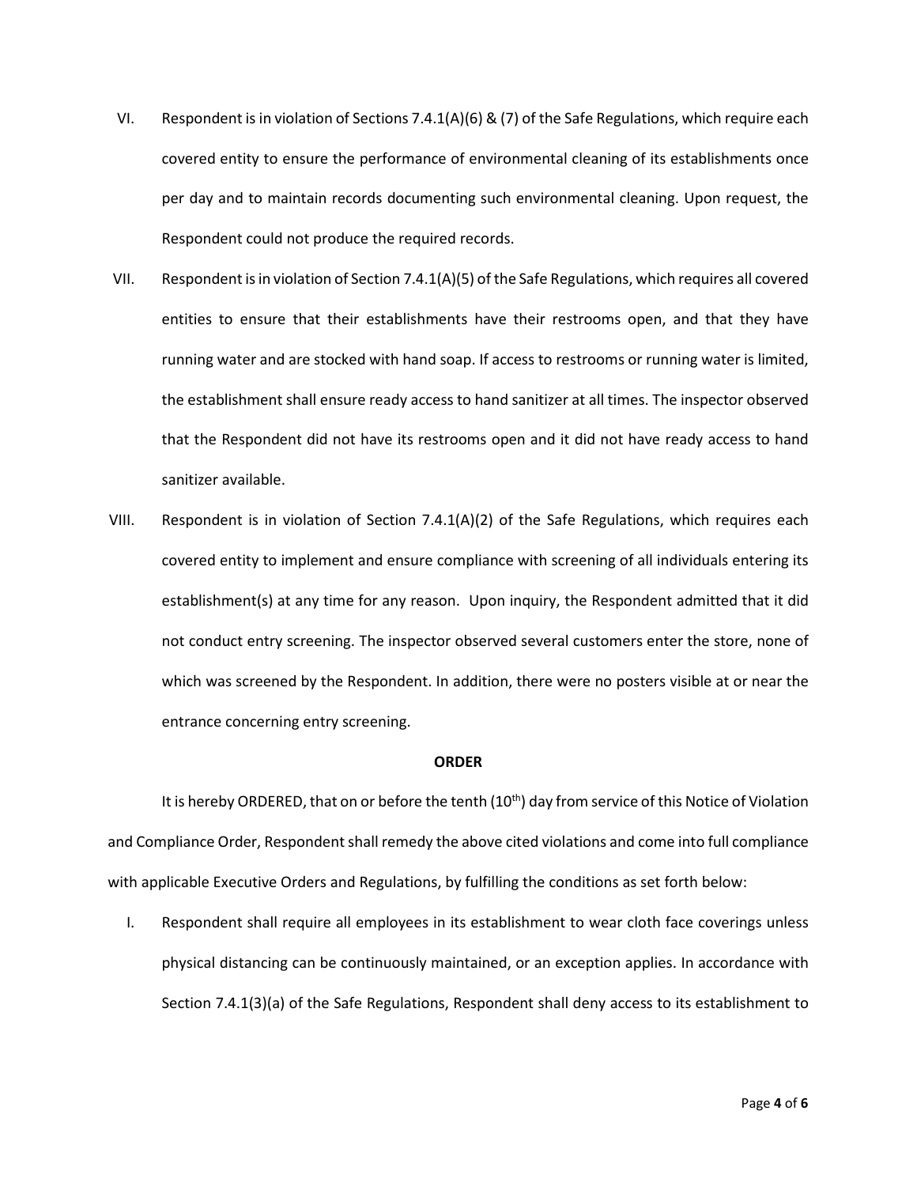VI. Respondent is in violation of Sections 7.4.1(A)(6) & (7) of the Safe Regulations, which require each covered entity to ensure the performance of environmental cleaning of its establishments once per day and to maintain records documenting such environmental cleaning. Upon request, the Respondent could not produce the required records.

VII. Respondent is in violation of Section 7.4.1(A)(5) of the Safe Regulations, which requires all covered entities to ensure that their establishments have their restrooms open, and that they have running water and are stocked with hand soap. If access to restrooms or running water is limited, the establishment shall ensure ready access to hand sanitizer at all times. The inspector observed that the Respondent did not have its restrooms open and it did not have ready access to hand sanitizer available.

VIII. Respondent is in violation of Section 7.4.1(A)(2) of the Safe Regulations, which requires each covered entity to implement and ensure compliance with screening of all individuals entering its establishment(s) at any time for any reason. Upon inquiry, the Respondent admitted that it did not conduct entry screening. The inspector observed several customers enter the store, none of which was screened by the Respondent. In addition, there were no posters visible at or near the entrance concerning entry screening.

**ORDER**

It is hereby ORDERED, that on or before the tenth (10th) day from service of this Notice of Violation and Compliance Order, Respondent shall remedy the above cited violations and come into full compliance with applicable Executive Orders and Regulations, by fulfilling the conditions as set forth below:

I. Respondent shall require all employees in its establishment to wear cloth face coverings unless physical distancing can be continuously maintained, or an exception applies. In accordance with Section 7.4.1(3)(a) of the Safe Regulations, Respondent shall deny access to its establishment to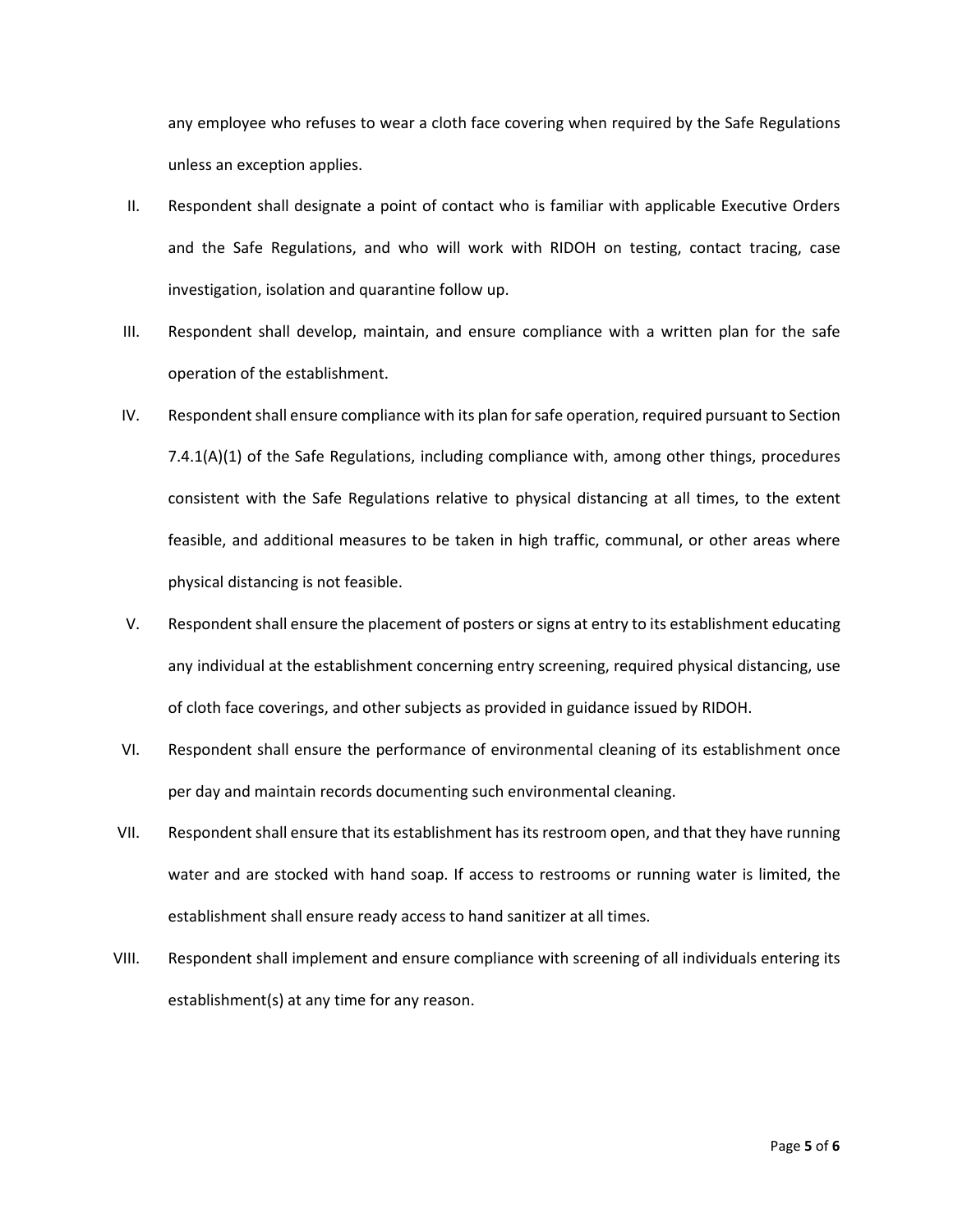any employee who refuses to wear a cloth face covering when required by the Safe Regulations unless an exception applies.

II. Respondent shall designate a point of contact who is familiar with applicable Executive Orders and the Safe Regulations, and who will work with RIDOH on testing, contact tracing, case investigation, isolation and quarantine follow up.

III. Respondent shall develop, maintain, and ensure compliance with a written plan for the safe operation of the establishment.

IV. Respondent shall ensure compliance with its plan for safe operation, required pursuant to Section 7.4.1(A)(1) of the Safe Regulations, including compliance with, among other things, procedures consistent with the Safe Regulations relative to physical distancing at all times, to the extent feasible, and additional measures to be taken in high traffic, communal, or other areas where physical distancing is not feasible.

V. Respondent shall ensure the placement of posters or signs at entry to its establishment educating any individual at the establishment concerning entry screening, required physical distancing, use of cloth face coverings, and other subjects as provided in guidance issued by RIDOH.

VI. Respondent shall ensure the performance of environmental cleaning of its establishment once per day and maintain records documenting such environmental cleaning.

VII. Respondent shall ensure that its establishment has its restroom open, and that they have running water and are stocked with hand soap. If access to restrooms or running water is limited, the establishment shall ensure ready access to hand sanitizer at all times.

VIII. Respondent shall implement and ensure compliance with screening of all individuals entering its establishment(s) at any time for any reason.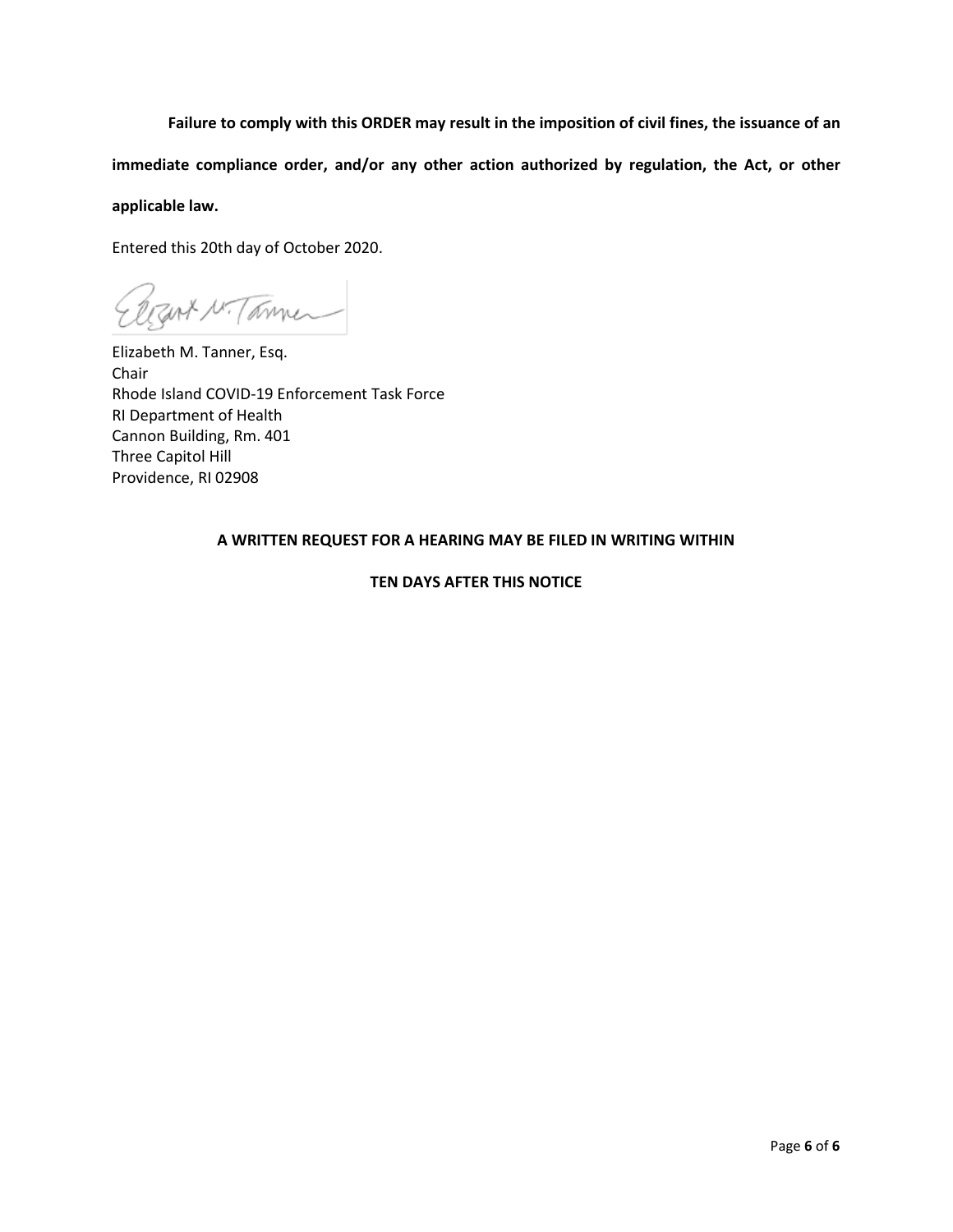**Failure to comply with this ORDER may result in the imposition of civil fines, the issuance of an immediate compliance order, and/or any other action authorized by regulation, the Act, or other applicable law.**

Entered this 20th day of October 2020.

Elizabeth M. Tanner, Esq.
Chair
Rhode Island COVID-19 Enforcement Task Force
RI Department of Health
Cannon Building, Rm. 401
Three Capitol Hill
Providence, RI 02908

**A WRITTEN REQUEST FOR A HEARING MAY BE FILED IN WRITING WITHIN TEN DAYS AFTER THIS NOTICE**